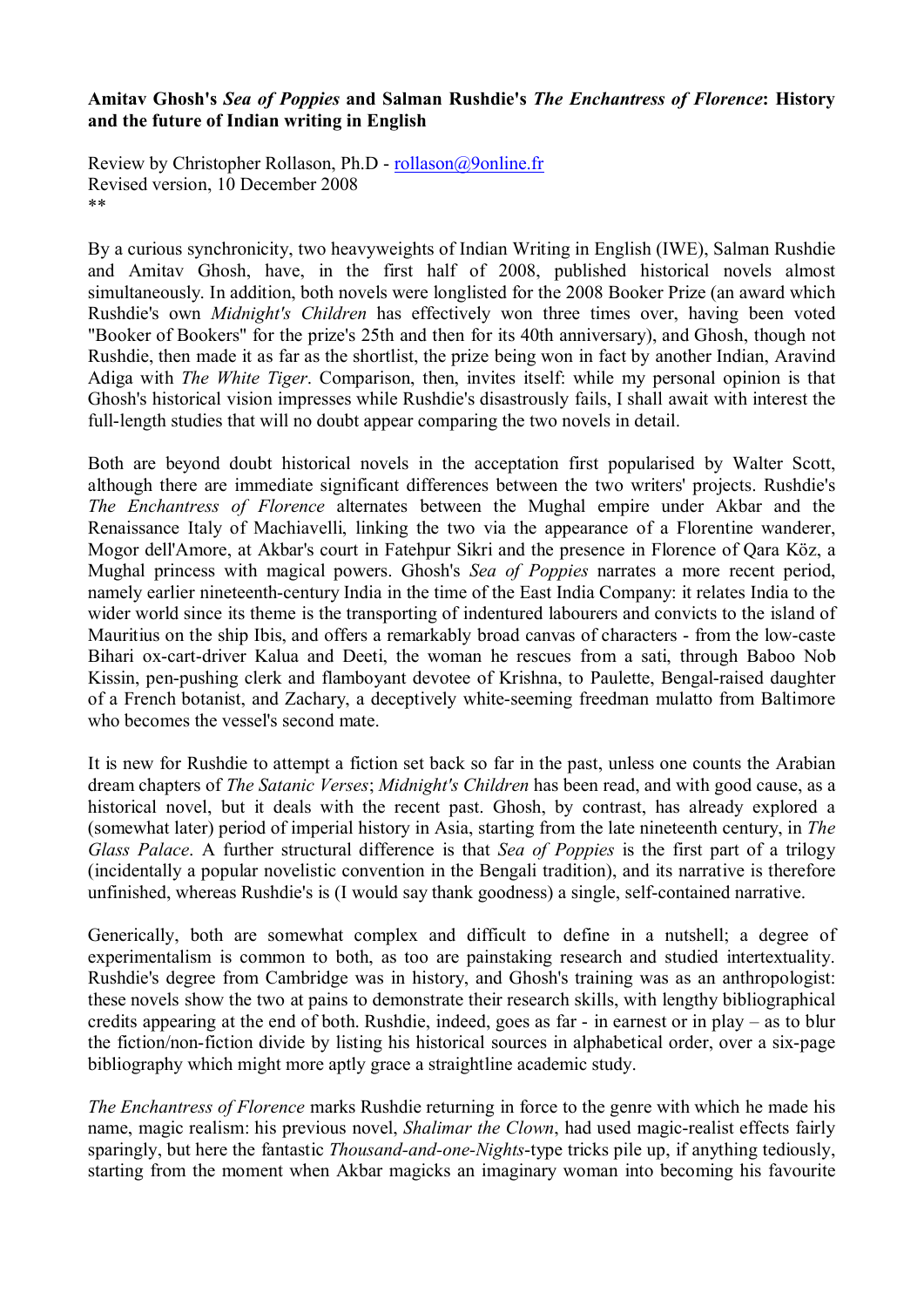**Amitav Ghosh's *Sea of Poppies* and Salman Rushdie's *The Enchantress of Florence*: History and the future of Indian writing in English**

Review by Christopher Rollason, Ph.D - rollason@9online.fr
Revised version, 10 December 2008
**

By a curious synchronicity, two heavyweights of Indian Writing in English (IWE), Salman Rushdie and Amitav Ghosh, have, in the first half of 2008, published historical novels almost simultaneously. In addition, both novels were longlisted for the 2008 Booker Prize (an award which Rushdie's own *Midnight's Children* has effectively won three times over, having been voted "Booker of Bookers" for the prize's 25th and then for its 40th anniversary), and Ghosh, though not Rushdie, then made it as far as the shortlist, the prize being won in fact by another Indian, Aravind Adiga with *The White Tiger*. Comparison, then, invites itself: while my personal opinion is that Ghosh's historical vision impresses while Rushdie's disastrously fails, I shall await with interest the full-length studies that will no doubt appear comparing the two novels in detail.

Both are beyond doubt historical novels in the acceptation first popularised by Walter Scott, although there are immediate significant differences between the two writers' projects. Rushdie's *The Enchantress of Florence* alternates between the Mughal empire under Akbar and the Renaissance Italy of Machiavelli, linking the two via the appearance of a Florentine wanderer, Mogor dell'Amore, at Akbar's court in Fatehpur Sikri and the presence in Florence of Qara Köz, a Mughal princess with magical powers. Ghosh's *Sea of Poppies* narrates a more recent period, namely earlier nineteenth-century India in the time of the East India Company: it relates India to the wider world since its theme is the transporting of indentured labourers and convicts to the island of Mauritius on the ship Ibis, and offers a remarkably broad canvas of characters - from the low-caste Bihari ox-cart-driver Kalua and Deeti, the woman he rescues from a sati, through Baboo Nob Kissin, pen-pushing clerk and flamboyant devotee of Krishna, to Paulette, Bengal-raised daughter of a French botanist, and Zachary, a deceptively white-seeming freedman mulatto from Baltimore who becomes the vessel's second mate.

It is new for Rushdie to attempt a fiction set back so far in the past, unless one counts the Arabian dream chapters of *The Satanic Verses*; *Midnight's Children* has been read, and with good cause, as a historical novel, but it deals with the recent past. Ghosh, by contrast, has already explored a (somewhat later) period of imperial history in Asia, starting from the late nineteenth century, in *The Glass Palace*. A further structural difference is that *Sea of Poppies* is the first part of a trilogy (incidentally a popular novelistic convention in the Bengali tradition), and its narrative is therefore unfinished, whereas Rushdie's is (I would say thank goodness) a single, self-contained narrative.

Generically, both are somewhat complex and difficult to define in a nutshell; a degree of experimentalism is common to both, as too are painstaking research and studied intertextuality. Rushdie's degree from Cambridge was in history, and Ghosh's training was as an anthropologist: these novels show the two at pains to demonstrate their research skills, with lengthy bibliographical credits appearing at the end of both. Rushdie, indeed, goes as far - in earnest or in play – as to blur the fiction/non-fiction divide by listing his historical sources in alphabetical order, over a six-page bibliography which might more aptly grace a straightline academic study.

*The Enchantress of Florence* marks Rushdie returning in force to the genre with which he made his name, magic realism: his previous novel, *Shalimar the Clown*, had used magic-realist effects fairly sparingly, but here the fantastic *Thousand-and-one-Nights*-type tricks pile up, if anything tediously, starting from the moment when Akbar magicks an imaginary woman into becoming his favourite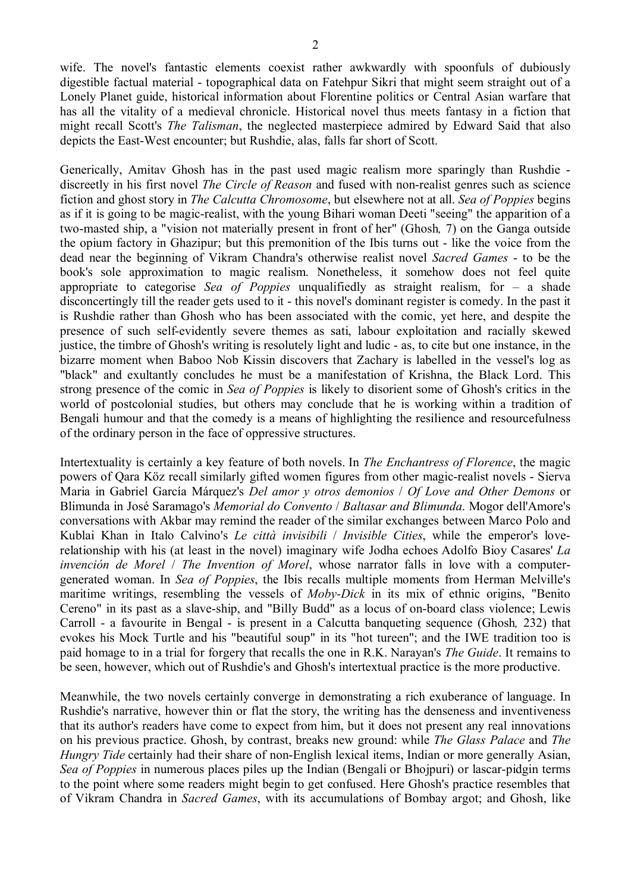wife. The novel's fantastic elements coexist rather awkwardly with spoonfuls of dubiously digestible factual material - topographical data on Fatehpur Sikri that might seem straight out of a Lonely Planet guide, historical information about Florentine politics or Central Asian warfare that has all the vitality of a medieval chronicle. Historical novel thus meets fantasy in a fiction that might recall Scott's *The Talisman*, the neglected masterpiece admired by Edward Said that also depicts the East-West encounter; but Rushdie, alas, falls far short of Scott.

Generically, Amitav Ghosh has in the past used magic realism more sparingly than Rushdie - discreetly in his first novel *The Circle of Reason* and fused with non-realist genres such as science fiction and ghost story in *The Calcutta Chromosome*, but elsewhere not at all. *Sea of Poppies* begins as if it is going to be magic-realist, with the young Bihari woman Deeti "seeing" the apparition of a two-masted ship, a "vision not materially present in front of her" (Ghosh*,* 7) on the Ganga outside the opium factory in Ghazipur; but this premonition of the Ibis turns out - like the voice from the dead near the beginning of Vikram Chandra's otherwise realist novel *Sacred Games* - to be the book's sole approximation to magic realism. Nonetheless, it somehow does not feel quite appropriate to categorise *Sea of Poppies* unqualifiedly as straight realism, for – a shade disconcertingly till the reader gets used to it - this novel's dominant register is comedy. In the past it is Rushdie rather than Ghosh who has been associated with the comic, yet here, and despite the presence of such self-evidently severe themes as sati, labour exploitation and racially skewed justice, the timbre of Ghosh's writing is resolutely light and ludic - as, to cite but one instance, in the bizarre moment when Baboo Nob Kissin discovers that Zachary is labelled in the vessel's log as "black" and exultantly concludes he must be a manifestation of Krishna, the Black Lord. This strong presence of the comic in *Sea of Poppies* is likely to disorient some of Ghosh's critics in the world of postcolonial studies, but others may conclude that he is working within a tradition of Bengali humour and that the comedy is a means of highlighting the resilience and resourcefulness of the ordinary person in the face of oppressive structures.

Intertextuality is certainly a key feature of both novels. In *The Enchantress of Florence*, the magic powers of Qara Köz recall similarly gifted women figures from other magic-realist novels - Sierva Maria in Gabriel García Márquez's *Del amor y otros demonios* / *Of Love and Other Demons* or Blimunda in José Saramago's *Memorial do Convento* / *Baltasar and Blimunda*. Mogor dell'Amore's conversations with Akbar may remind the reader of the similar exchanges between Marco Polo and Kublai Khan in Italo Calvino's *Le città invisibili* / *Invisible Cities*, while the emperor's love-relationship with his (at least in the novel) imaginary wife Jodha echoes Adolfo Bioy Casares' *La invención de Morel* / *The Invention of Morel*, whose narrator falls in love with a computer-generated woman. In *Sea of Poppies*, the Ibis recalls multiple moments from Herman Melville's maritime writings, resembling the vessels of *Moby-Dick* in its mix of ethnic origins, "Benito Cereno" in its past as a slave-ship, and "Billy Budd" as a locus of on-board class violence; Lewis Carroll - a favourite in Bengal - is present in a Calcutta banqueting sequence (Ghosh*,* 232) that evokes his Mock Turtle and his "beautiful soup" in its "hot tureen"; and the IWE tradition too is paid homage to in a trial for forgery that recalls the one in R.K. Narayan's *The Guide*. It remains to be seen, however, which out of Rushdie's and Ghosh's intertextual practice is the more productive.

Meanwhile, the two novels certainly converge in demonstrating a rich exuberance of language. In Rushdie's narrative, however thin or flat the story, the writing has the denseness and inventiveness that its author's readers have come to expect from him, but it does not present any real innovations on his previous practice. Ghosh, by contrast, breaks new ground: while *The Glass Palace* and *The Hungry Tide* certainly had their share of non-English lexical items, Indian or more generally Asian, *Sea of Poppies* in numerous places piles up the Indian (Bengali or Bhojpuri) or lascar-pidgin terms to the point where some readers might begin to get confused. Here Ghosh's practice resembles that of Vikram Chandra in *Sacred Games*, with its accumulations of Bombay argot; and Ghosh, like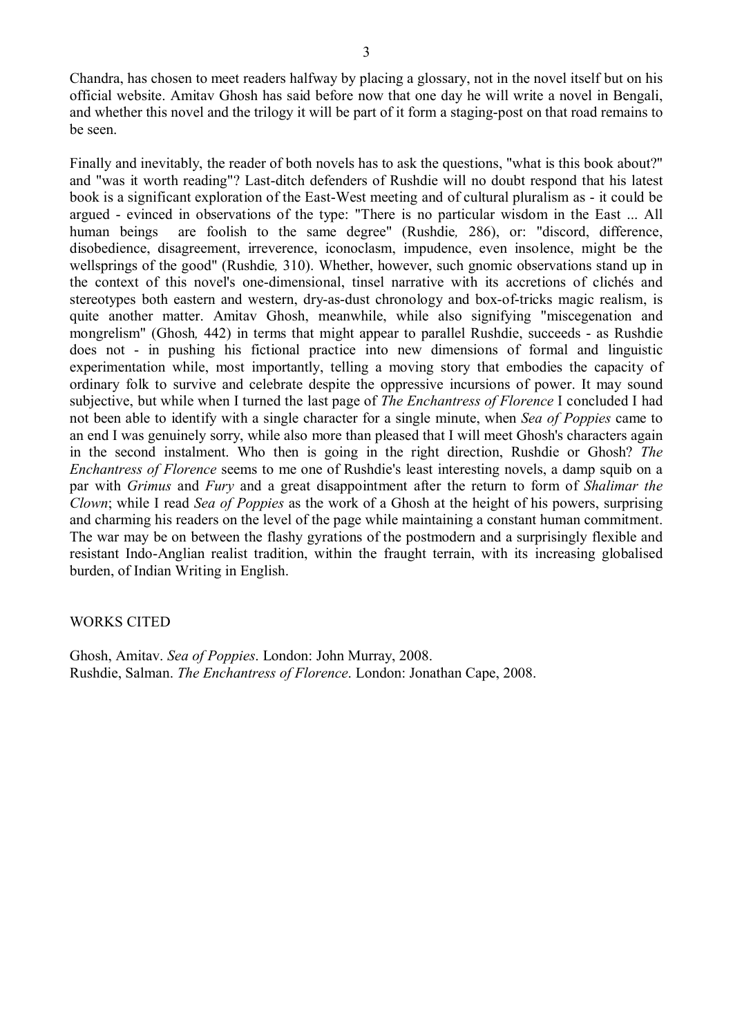Chandra, has chosen to meet readers halfway by placing a glossary, not in the novel itself but on his official website. Amitav Ghosh has said before now that one day he will write a novel in Bengali, and whether this novel and the trilogy it will be part of it form a staging-post on that road remains to be seen.

Finally and inevitably, the reader of both novels has to ask the questions, "what is this book about?" and "was it worth reading"? Last-ditch defenders of Rushdie will no doubt respond that his latest book is a significant exploration of the East-West meeting and of cultural pluralism as - it could be argued - evinced in observations of the type: "There is no particular wisdom in the East ... All human beings are foolish to the same degree" (Rushdie*,* 286), or: "discord, difference, disobedience, disagreement, irreverence, iconoclasm, impudence, even insolence, might be the wellsprings of the good" (Rushdie*,* 310). Whether, however, such gnomic observations stand up in the context of this novel's one-dimensional, tinsel narrative with its accretions of clichés and stereotypes both eastern and western, dry-as-dust chronology and box-of-tricks magic realism, is quite another matter. Amitav Ghosh, meanwhile, while also signifying "miscegenation and mongrelism" (Ghosh*,* 442) in terms that might appear to parallel Rushdie, succeeds - as Rushdie does not - in pushing his fictional practice into new dimensions of formal and linguistic experimentation while, most importantly, telling a moving story that embodies the capacity of ordinary folk to survive and celebrate despite the oppressive incursions of power. It may sound subjective, but while when I turned the last page of *The Enchantress of Florence* I concluded I had not been able to identify with a single character for a single minute, when *Sea of Poppies* came to an end I was genuinely sorry, while also more than pleased that I will meet Ghosh's characters again in the second instalment. Who then is going in the right direction, Rushdie or Ghosh? *The Enchantress of Florence* seems to me one of Rushdie's least interesting novels, a damp squib on a par with *Grimus* and *Fury* and a great disappointment after the return to form of *Shalimar the Clown*; while I read *Sea of Poppies* as the work of a Ghosh at the height of his powers, surprising and charming his readers on the level of the page while maintaining a constant human commitment. The war may be on between the flashy gyrations of the postmodern and a surprisingly flexible and resistant Indo-Anglian realist tradition, within the fraught terrain, with its increasing globalised burden, of Indian Writing in English.

## WORKS CITED

Ghosh, Amitav. *Sea of Poppies*. London: John Murray, 2008.
Rushdie, Salman. *The Enchantress of Florence*. London: Jonathan Cape, 2008.